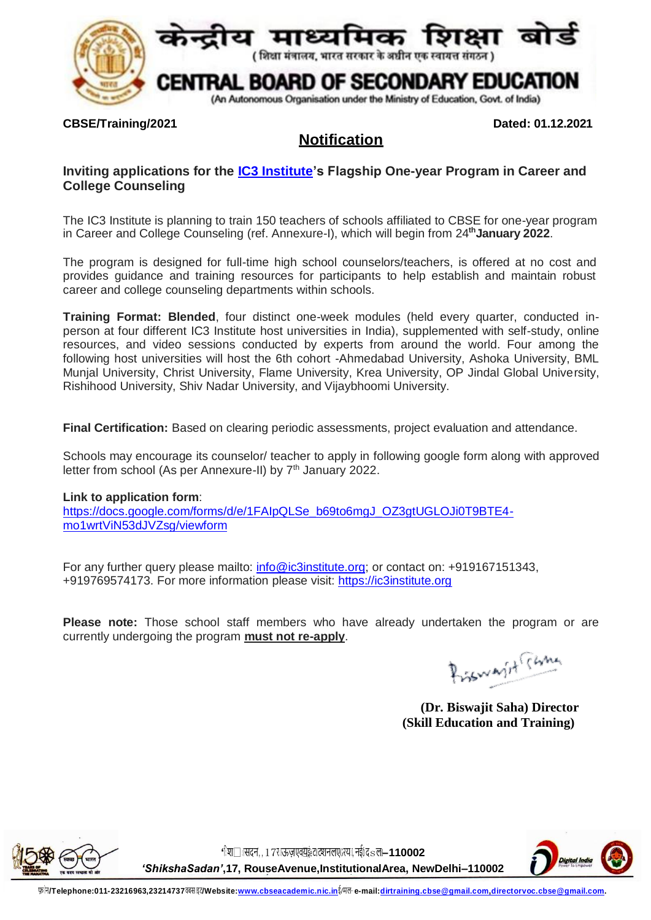# केन्द्रीय माध्यमिक शिक्षा बोर्ड

( शिक्षा मंत्रालय, भारत सरकार के अधीन एक स्वायत्त संगठन )

# CENTRAL BOARD OF SECONDARY EDUCATION

(An Autonomous Organisation under the Ministry of Education, Govt. of India)

**CBSE/Training/2021** **Dated: 01.12.2021**

## Notification

### Inviting applications for the [IC3 Institute](https://ic3institute.org)'s Flagship One-year Program in Career and College Counseling

The IC3 Institute is planning to train 150 teachers of schools affiliated to CBSE for one-year program in Career and College Counseling (ref. Annexure-I), which will begin from 24th **January 2022**.

The program is designed for full-time high school counselors/teachers, is offered at no cost and provides guidance and training resources for participants to help establish and maintain robust career and college counseling departments within schools.

**Training Format: Blended**, four distinct one-week modules (held every quarter, conducted in-person at four different IC3 Institute host universities in India), supplemented with self-study, online resources, and video sessions conducted by experts from around the world. Four among the following host universities will host the 6th cohort -Ahmedabad University, Ashoka University, BML Munjal University, Christ University, Flame University, Krea University, OP Jindal Global University, Rishihood University, Shiv Nadar University, and Vijaybhoomi University.

**Final Certification:** Based on clearing periodic assessments, project evaluation and attendance.

Schools may encourage its counselor/ teacher to apply in following google form along with approved letter from school (As per Annexure-II) by 7th January 2022.

**Link to application form**:
[https://docs.google.com/forms/d/e/1FAIpQLSe_b69to6mgJ_OZ3gtUGLOJi0T9BTE4-mo1wrtViN53dJVZsg/viewform](https://docs.google.com/forms/d/e/1FAIpQLSe_b69to6mgJ_OZ3gtUGLOJi0T9BTE4-mo1wrtViN53dJVZsg/viewform)

For any further query please mailto: [info@ic3institute.org](mailto:info@ic3institute.org); or contact on: +919167151343, +919769574173. For more information please visit: [https://ic3institute.org](https://ic3institute.org)

**Please note:** Those school staff members who have already undertaken the program or are currently undergoing the program **must not re-apply**.

**(Dr. Biswajit Saha) Director**
**(Skill Education and Training)**

'शिक्षा सदन', 17 राऊज़ एवेन्यू इंस्टीट्यूशनल एरिया, नई दिल्ली–110002
*'ShikshaSadan'*,**17, RouseAvenue,InstitutionalArea, NewDelhi–110002**

फ़ोन/Telephone:011-23216963,23214737 वेबसाइट/Website:[www.cbseacademic.nic.in](http://www.cbseacademic.nic.in) ई-मेल e-mail:[dirtraining.cbse@gmail.com](mailto:dirtraining.cbse@gmail.com),[directorvoc.cbse@gmail.com](mailto:directorvoc.cbse@gmail.com).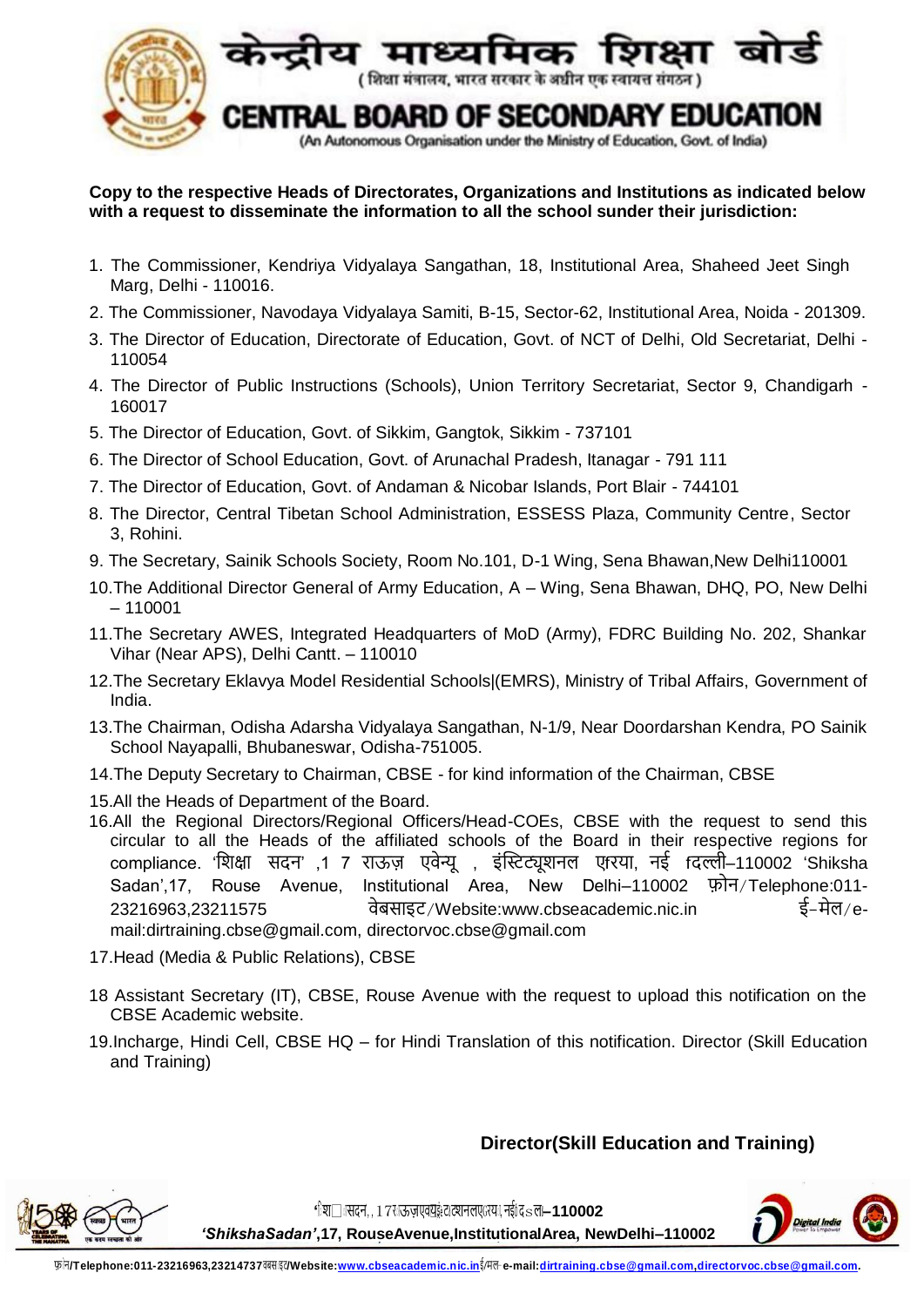**Copy to the respective Heads of Directorates, Organizations and Institutions as indicated below with a request to disseminate the information to all the school sunder their jurisdiction:**

1. The Commissioner, Kendriya Vidyalaya Sangathan, 18, Institutional Area, Shaheed Jeet Singh Marg, Delhi - 110016.
2. The Commissioner, Navodaya Vidyalaya Samiti, B-15, Sector-62, Institutional Area, Noida - 201309.
3. The Director of Education, Directorate of Education, Govt. of NCT of Delhi, Old Secretariat, Delhi - 110054
4. The Director of Public Instructions (Schools), Union Territory Secretariat, Sector 9, Chandigarh - 160017
5. The Director of Education, Govt. of Sikkim, Gangtok, Sikkim - 737101
6. The Director of School Education, Govt. of Arunachal Pradesh, Itanagar - 791 111
7. The Director of Education, Govt. of Andaman & Nicobar Islands, Port Blair - 744101
8. The Director, Central Tibetan School Administration, ESSESS Plaza, Community Centre, Sector 3, Rohini.
9. The Secretary, Sainik Schools Society, Room No.101, D-1 Wing, Sena Bhawan,New Delhi110001
10. The Additional Director General of Army Education, A – Wing, Sena Bhawan, DHQ, PO, New Delhi – 110001
11. The Secretary AWES, Integrated Headquarters of MoD (Army), FDRC Building No. 202, Shankar Vihar (Near APS), Delhi Cantt. – 110010
12. The Secretary Eklavya Model Residential Schools|(EMRS), Ministry of Tribal Affairs, Government of India.
13. The Chairman, Odisha Adarsha Vidyalaya Sangathan, N-1/9, Near Doordarshan Kendra, PO Sainik School Nayapalli, Bhubaneswar, Odisha-751005.
14. The Deputy Secretary to Chairman, CBSE - for kind information of the Chairman, CBSE
15. All the Heads of Department of the Board.
16. All the Regional Directors/Regional Officers/Head-COEs, CBSE with the request to send this circular to all the Heads of the affiliated schools of the Board in their respective regions for compliance. 'शिक्षा सदन' ,1 7 राऊज़ एवेन्यू , इंस्टिट्यूशनल एरिया, नई दिल्ली–110002 'Shiksha Sadan',17, Rouse Avenue, Institutional Area, New Delhi–110002 फ़ोन/Telephone:011-23216963,23211575 वेबसाइट/Website:www.cbseacademic.nic.in ई-मेल/e-mail:dirtraining.cbse@gmail.com, directorvoc.cbse@gmail.com
17. Head (Media & Public Relations), CBSE
18. Assistant Secretary (IT), CBSE, Rouse Avenue with the request to upload this notification on the CBSE Academic website.
19. Incharge, Hindi Cell, CBSE HQ – for Hindi Translation of this notification. Director (Skill Education and Training)

**Director(Skill Education and Training)**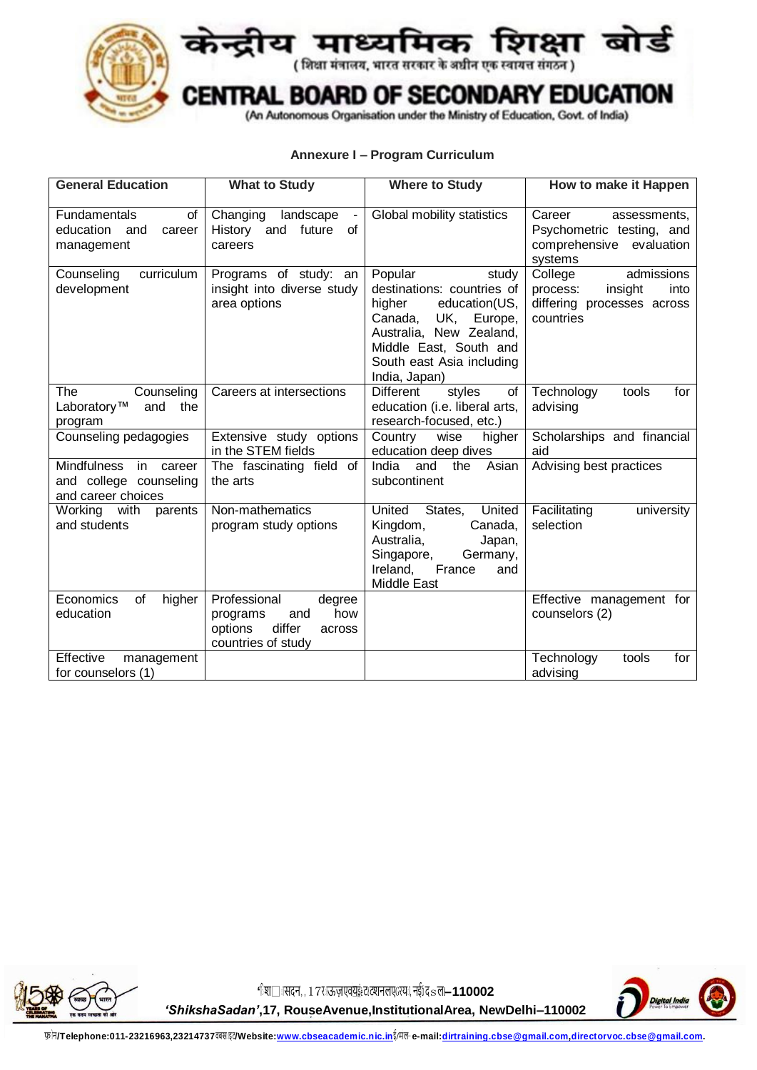**Annexure I – Program Curriculum**

| General Education | What to Study | Where to Study | How to make it Happen |
|---|---|---|---|
| Fundamentals of education and career management | Changing landscape - History and future of careers | Global mobility statistics | Career assessments, Psychometric testing, and comprehensive evaluation systems |
| Counseling curriculum development | Programs of study: an insight into diverse study area options | Popular study destinations: countries of higher education(US, Canada, UK, Europe, Australia, New Zealand, Middle East, South and South east Asia including India, Japan) | College admissions process: insight into differing processes across countries |
| The Counseling Laboratory™ and the program | Careers at intersections | Different styles of education (i.e. liberal arts, research-focused, etc.) | Technology tools for advising |
| Counseling pedagogies | Extensive study options in the STEM fields | Country wise higher education deep dives | Scholarships and financial aid |
| Mindfulness in career and college counseling and career choices | The fascinating field of the arts | India and the Asian subcontinent | Advising best practices |
| Working with parents and students | Non-mathematics program study options | United States, United Kingdom, Canada, Australia, Japan, Singapore, Germany, Ireland, France and Middle East | Facilitating university selection |
| Economics of higher education | Professional degree programs and how options differ across countries of study | | Effective management for counselors (2) |
| Effective management for counselors (1) | | | Technology tools for advising |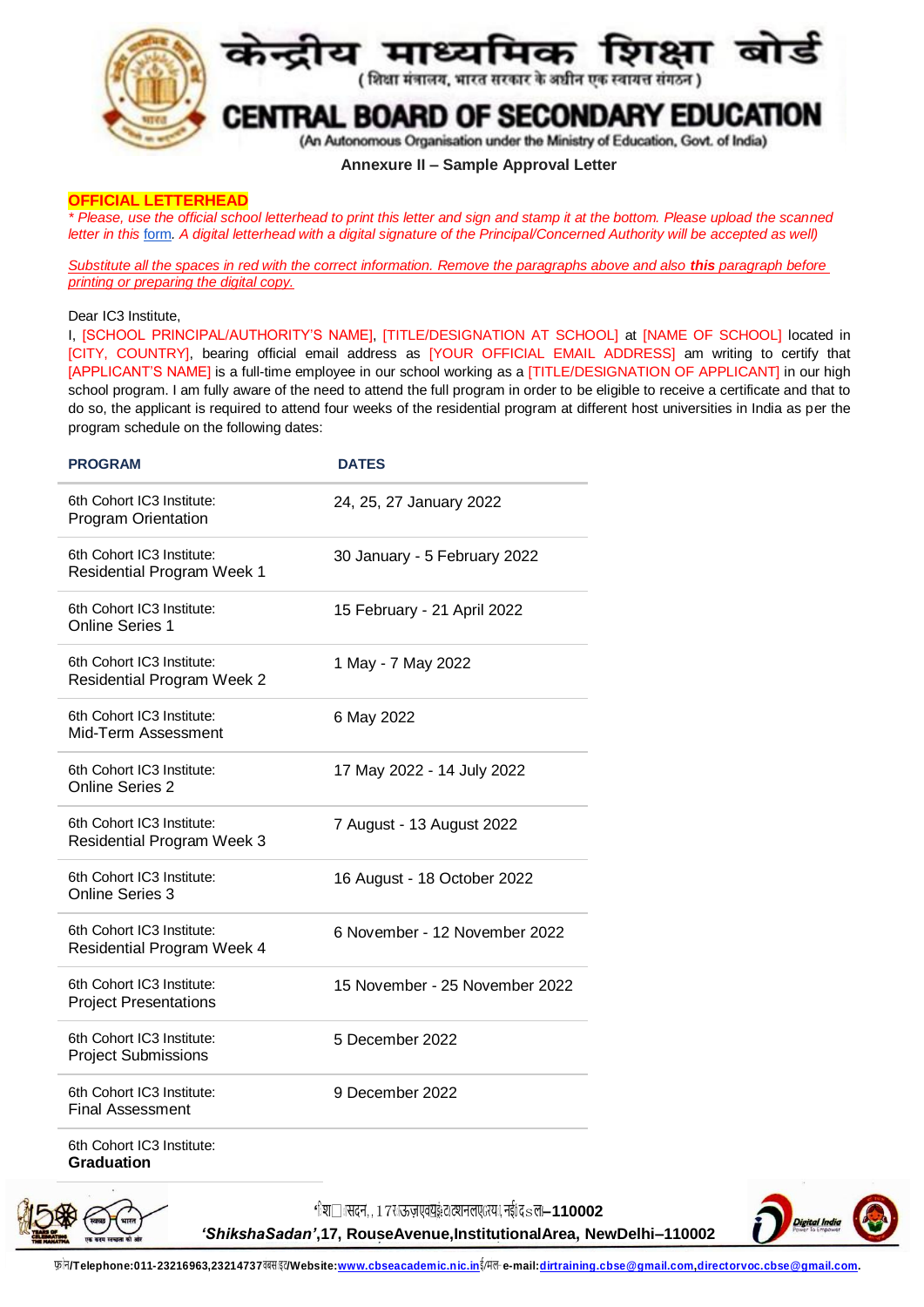## Annexure II – Sample Approval Letter

**OFFICIAL LETTERHEAD**

*\* Please, use the official school letterhead to print this letter and sign and stamp it at the bottom. Please upload the scanned letter in this form. A digital letterhead with a digital signature of the Principal/Concerned Authority will be accepted as well)*

*Substitute all the spaces in red with the correct information. Remove the paragraphs above and also **this** paragraph before printing or preparing the digital copy.*

Dear IC3 Institute,

I, [SCHOOL PRINCIPAL/AUTHORITY'S NAME], [TITLE/DESIGNATION AT SCHOOL] at [NAME OF SCHOOL] located in [CITY, COUNTRY], bearing official email address as [YOUR OFFICIAL EMAIL ADDRESS] am writing to certify that [APPLICANT'S NAME] is a full-time employee in our school working as a [TITLE/DESIGNATION OF APPLICANT] in our high school program. I am fully aware of the need to attend the full program in order to be eligible to receive a certificate and that to do so, the applicant is required to attend four weeks of the residential program at different host universities in India as per the program schedule on the following dates:

| PROGRAM | DATES |
|---|---|
| 6th Cohort IC3 Institute: Program Orientation | 24, 25, 27 January 2022 |
| 6th Cohort IC3 Institute: Residential Program Week 1 | 30 January - 5 February 2022 |
| 6th Cohort IC3 Institute: Online Series 1 | 15 February - 21 April 2022 |
| 6th Cohort IC3 Institute: Residential Program Week 2 | 1 May - 7 May 2022 |
| 6th Cohort IC3 Institute: Mid-Term Assessment | 6 May 2022 |
| 6th Cohort IC3 Institute: Online Series 2 | 17 May 2022 - 14 July 2022 |
| 6th Cohort IC3 Institute: Residential Program Week 3 | 7 August - 13 August 2022 |
| 6th Cohort IC3 Institute: Online Series 3 | 16 August - 18 October 2022 |
| 6th Cohort IC3 Institute: Residential Program Week 4 | 6 November - 12 November 2022 |
| 6th Cohort IC3 Institute: Project Presentations | 15 November - 25 November 2022 |
| 6th Cohort IC3 Institute: Project Submissions | 5 December 2022 |
| 6th Cohort IC3 Institute: Final Assessment | 9 December 2022 |
| 6th Cohort IC3 Institute: **Graduation** | |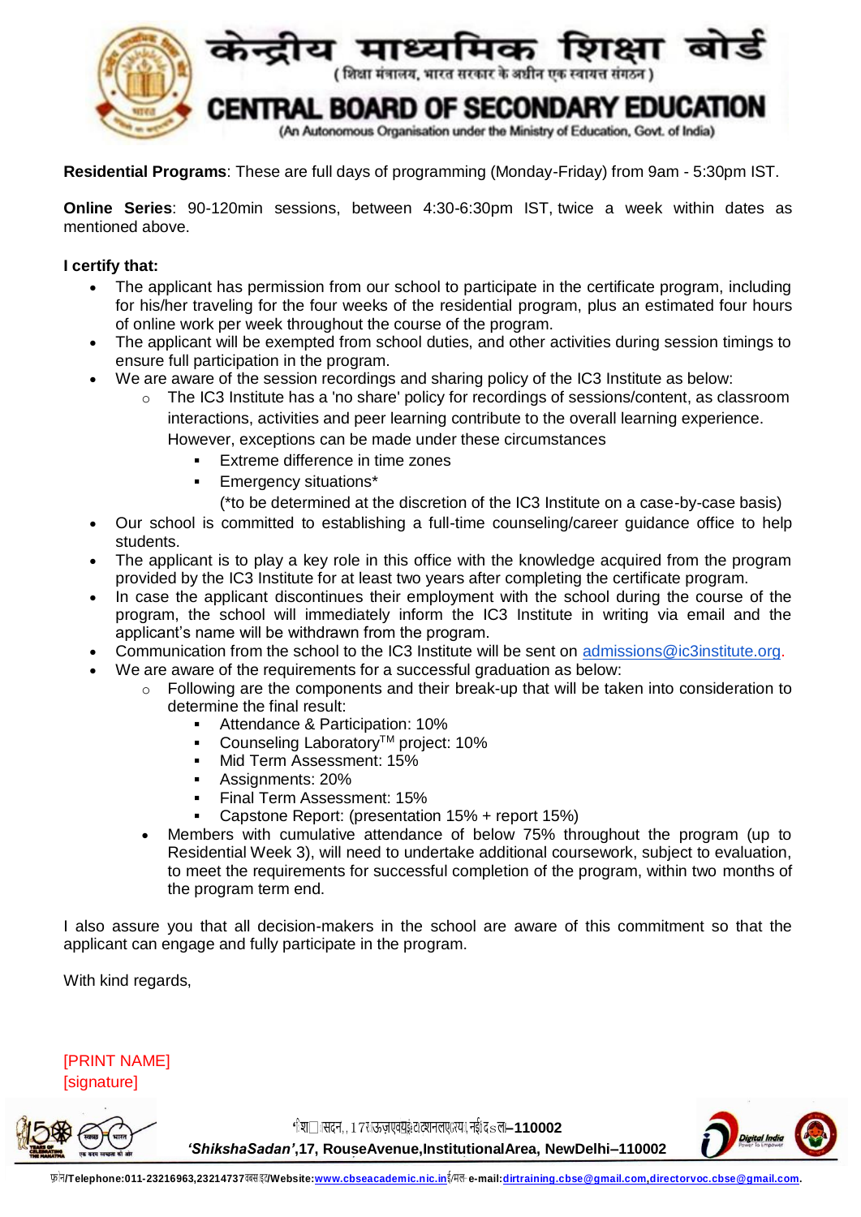**Residential Programs**: These are full days of programming (Monday-Friday) from 9am - 5:30pm IST.

**Online Series**: 90-120min sessions, between 4:30-6:30pm IST, twice a week within dates as mentioned above.

**I certify that:**

- The applicant has permission from our school to participate in the certificate program, including for his/her traveling for the four weeks of the residential program, plus an estimated four hours of online work per week throughout the course of the program.
- The applicant will be exempted from school duties, and other activities during session timings to ensure full participation in the program.
- We are aware of the session recordings and sharing policy of the IC3 Institute as below:
    - The IC3 Institute has a 'no share' policy for recordings of sessions/content, as classroom interactions, activities and peer learning contribute to the overall learning experience. However, exceptions can be made under these circumstances
        - Extreme difference in time zones
        - Emergency situations*

        (*to be determined at the discretion of the IC3 Institute on a case-by-case basis)
- Our school is committed to establishing a full-time counseling/career guidance office to help students.
- The applicant is to play a key role in this office with the knowledge acquired from the program provided by the IC3 Institute for at least two years after completing the certificate program.
- In case the applicant discontinues their employment with the school during the course of the program, the school will immediately inform the IC3 Institute in writing via email and the applicant's name will be withdrawn from the program.
- Communication from the school to the IC3 Institute will be sent on admissions@ic3institute.org.
- We are aware of the requirements for a successful graduation as below:
    - Following are the components and their break-up that will be taken into consideration to determine the final result:
        - Attendance & Participation: 10%
        - Counseling Laboratory™ project: 10%
        - Mid Term Assessment: 15%
        - Assignments: 20%
        - Final Term Assessment: 15%
        - Capstone Report: (presentation 15% + report 15%)
    - Members with cumulative attendance of below 75% throughout the program (up to Residential Week 3), will need to undertake additional coursework, subject to evaluation, to meet the requirements for successful completion of the program, within two months of the program term end.

I also assure you that all decision-makers in the school are aware of this commitment so that the applicant can engage and fully participate in the program.

With kind regards,

[PRINT NAME]
[signature]